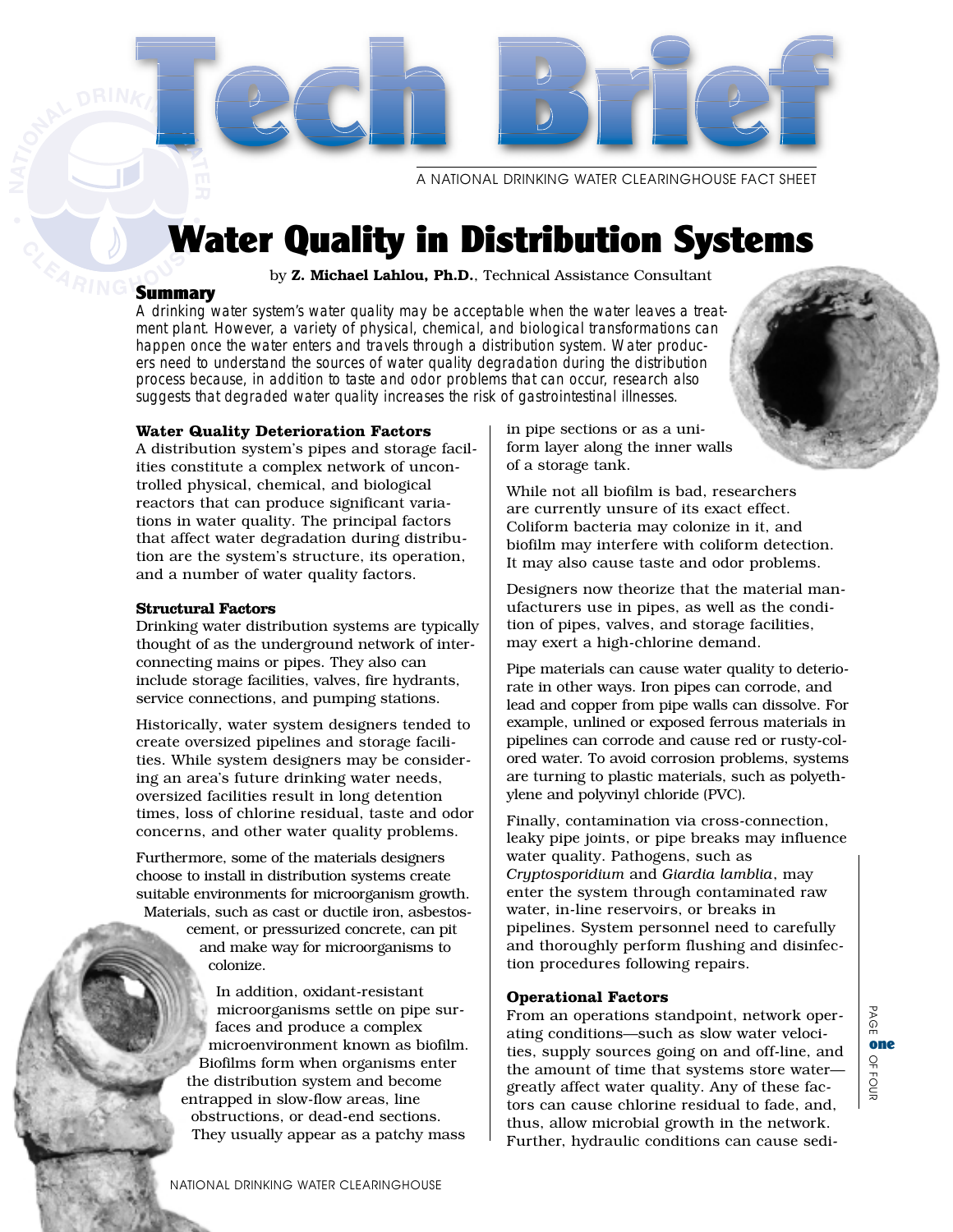# Water Quality in Distribution Systems

by **Z. Michael Lahlou, Ph.D.**, Technical Assistance Consultant

## Summary

*A drinking water system's water quality may be acceptable when the water leaves a treatment plant. However, a variety of physical, chemical, and biological transformations can happen once the water enters and travels through a distribution system. Water producers need to understand the sources of water quality degradation during the distribution process because, in addition to taste and odor problems that can occur, research also suggests that degraded water quality increases the risk of gastrointestinal illnesses.*

### Water Quality Deterioration Factors

A distribution system's pipes and storage facilities constitute a complex network of uncontrolled physical, chemical, and biological reactors that can produce significant variations in water quality. The principal factors that affect water degradation during distribution are the system's structure, its operation, and a number of water quality factors.

### Structural Factors

Drinking water distribution systems are typically thought of as the underground network of interconnecting mains or pipes. They also can include storage facilities, valves, fire hydrants, service connections, and pumping stations.

Historically, water system designers tended to create oversized pipelines and storage facilities. While system designers may be considering an area's future drinking water needs, oversized facilities result in long detention times, loss of chlorine residual, taste and odor concerns, and other water quality problems.

Furthermore, some of the materials designers choose to install in distribution systems create suitable environments for microorganism growth. Materials, such as cast or ductile iron, asbestos-cement, or pressurized concrete, can pit and make way for microorganisms to colonize.

In addition, oxidant-resistant microorganisms settle on pipe surfaces and produce a complex microenvironment known as biofilm. Biofilms form when organisms enter the distribution system and become entrapped in slow-flow areas, line obstructions, or dead-end sections. They usually appear as a patchy mass in pipe sections or as a uniform layer along the inner walls of a storage tank.

While not all biofilm is bad, researchers are currently unsure of its exact effect. Coliform bacteria may colonize in it, and biofilm may interfere with coliform detection. It may also cause taste and odor problems.

Designers now theorize that the material manufacturers use in pipes, as well as the condition of pipes, valves, and storage facilities, may exert a high-chlorine demand.

Pipe materials can cause water quality to deteriorate in other ways. Iron pipes can corrode, and lead and copper from pipe walls can dissolve. For example, unlined or exposed ferrous materials in pipelines can corrode and cause red or rusty-colored water. To avoid corrosion problems, systems are turning to plastic materials, such as polyethylene and polyvinyl chloride (PVC).

Finally, contamination via cross-connection, leaky pipe joints, or pipe breaks may influence water quality. Pathogens, such as *Cryptosporidium* and *Giardia lamblia*, may enter the system through contaminated raw water, in-line reservoirs, or breaks in pipelines. System personnel need to carefully and thoroughly perform flushing and disinfection procedures following repairs.

### Operational Factors

From an operations standpoint, network operating conditions—such as slow water velocities, supply sources going on and off-line, and the amount of time that systems store water—greatly affect water quality. Any of these factors can cause chlorine residual to fade, and, thus, allow microbial growth in the network. Further, hydraulic conditions can cause sedi-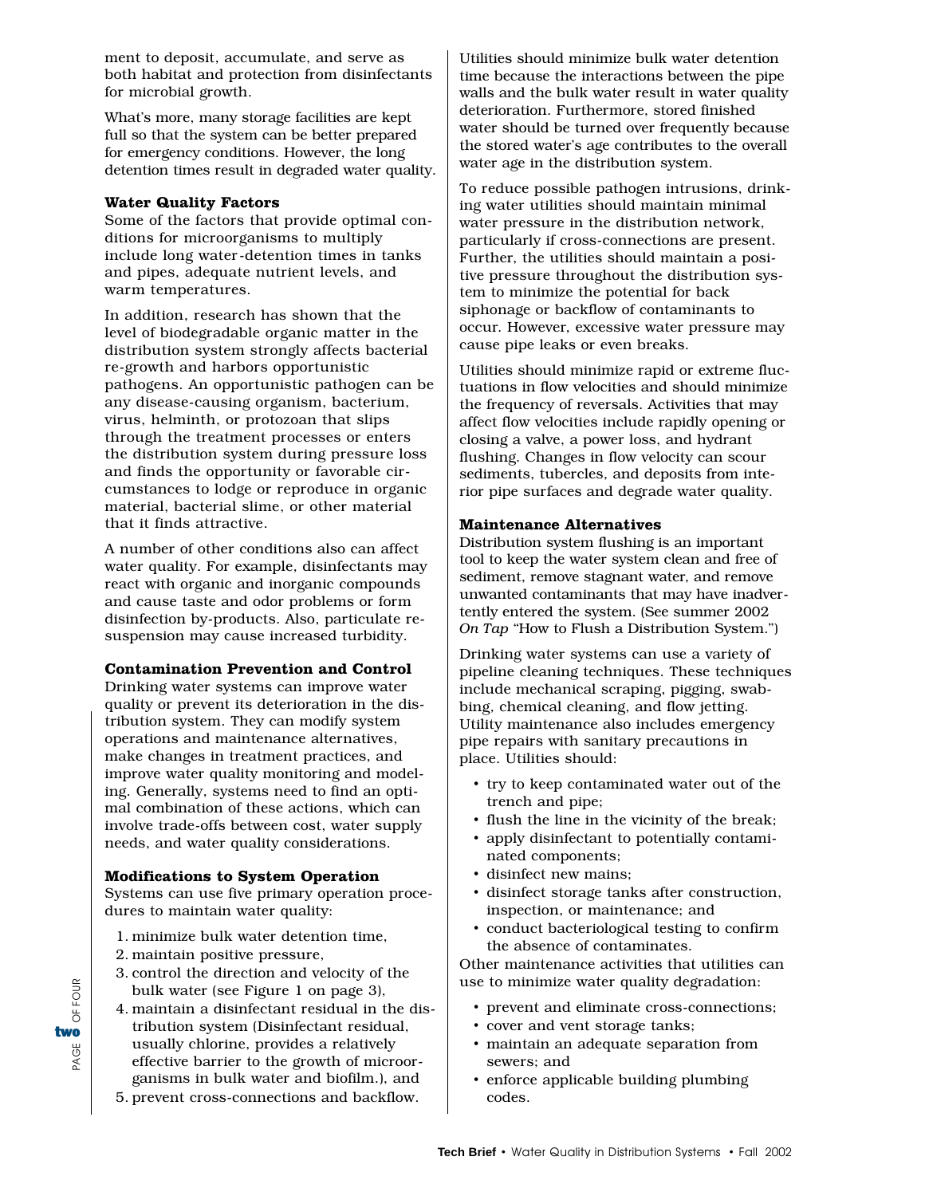ment to deposit, accumulate, and serve as both habitat and protection from disinfectants for microbial growth.

What's more, many storage facilities are kept full so that the system can be better prepared for emergency conditions. However, the long detention times result in degraded water quality.

### Water Quality Factors

Some of the factors that provide optimal conditions for microorganisms to multiply include long water-detention times in tanks and pipes, adequate nutrient levels, and warm temperatures.

In addition, research has shown that the level of biodegradable organic matter in the distribution system strongly affects bacterial re-growth and harbors opportunistic pathogens. An opportunistic pathogen can be any disease-causing organism, bacterium, virus, helminth, or protozoan that slips through the treatment processes or enters the distribution system during pressure loss and finds the opportunity or favorable circumstances to lodge or reproduce in organic material, bacterial slime, or other material that it finds attractive.

A number of other conditions also can affect water quality. For example, disinfectants may react with organic and inorganic compounds and cause taste and odor problems or form disinfection by-products. Also, particulate re-suspension may cause increased turbidity.

### Contamination Prevention and Control

Drinking water systems can improve water quality or prevent its deterioration in the distribution system. They can modify system operations and maintenance alternatives, make changes in treatment practices, and improve water quality monitoring and modeling. Generally, systems need to find an optimal combination of these actions, which can involve trade-offs between cost, water supply needs, and water quality considerations.

### Modifications to System Operation

Systems can use five primary operation procedures to maintain water quality:

1. minimize bulk water detention time,
2. maintain positive pressure,
3. control the direction and velocity of the bulk water (see Figure 1 on page 3),
4. maintain a disinfectant residual in the distribution system (Disinfectant residual, usually chlorine, provides a relatively effective barrier to the growth of microorganisms in bulk water and biofilm.), and
5. prevent cross-connections and backflow.

Utilities should minimize bulk water detention time because the interactions between the pipe walls and the bulk water result in water quality deterioration. Furthermore, stored finished water should be turned over frequently because the stored water's age contributes to the overall water age in the distribution system.

To reduce possible pathogen intrusions, drinking water utilities should maintain minimal water pressure in the distribution network, particularly if cross-connections are present. Further, the utilities should maintain a positive pressure throughout the distribution system to minimize the potential for back siphonage or backflow of contaminants to occur. However, excessive water pressure may cause pipe leaks or even breaks.

Utilities should minimize rapid or extreme fluctuations in flow velocities and should minimize the frequency of reversals. Activities that may affect flow velocities include rapidly opening or closing a valve, a power loss, and hydrant flushing. Changes in flow velocity can scour sediments, tubercles, and deposits from interior pipe surfaces and degrade water quality.

### Maintenance Alternatives

Distribution system flushing is an important tool to keep the water system clean and free of sediment, remove stagnant water, and remove unwanted contaminants that may have inadvertently entered the system. (See summer 2002 *On Tap* "How to Flush a Distribution System.")

Drinking water systems can use a variety of pipeline cleaning techniques. These techniques include mechanical scraping, pigging, swabbing, chemical cleaning, and flow jetting. Utility maintenance also includes emergency pipe repairs with sanitary precautions in place. Utilities should:

- try to keep contaminated water out of the trench and pipe;
- flush the line in the vicinity of the break;
- apply disinfectant to potentially contaminated components;
- disinfect new mains;
- disinfect storage tanks after construction, inspection, or maintenance; and
- conduct bacteriological testing to confirm the absence of contaminates.

Other maintenance activities that utilities can use to minimize water quality degradation:

- prevent and eliminate cross-connections;
- cover and vent storage tanks;
- maintain an adequate separation from sewers; and
- enforce applicable building plumbing codes.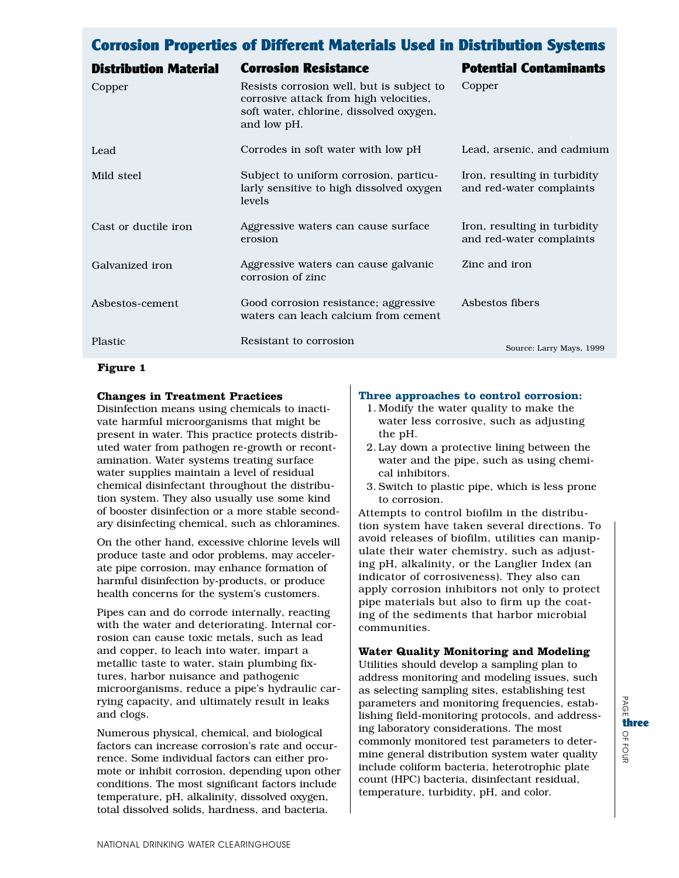## Corrosion Properties of Different Materials Used in Distribution Systems

| Distribution Material | Corrosion Resistance | Potential Contaminants |
|---|---|---|
| Copper | Resists corrosion well, but is subject to corrosive attack from high velocities, soft water, chlorine, dissolved oxygen, and low pH. | Copper |
| Lead | Corrodes in soft water with low pH | Lead, arsenic, and cadmium |
| Mild steel | Subject to uniform corrosion, particularly sensitive to high dissolved oxygen levels | Iron, resulting in turbidity and red-water complaints |
| Cast or ductile iron | Aggressive waters can cause surface erosion | Iron, resulting in turbidity and red-water complaints |
| Galvanized iron | Aggressive waters can cause galvanic corrosion of zinc | Zinc and iron |
| Asbestos-cement | Good corrosion resistance; aggressive waters can leach calcium from cement | Asbestos fibers |
| Plastic | Resistant to corrosion | |

Source: Larry Mays, 1999

**Figure 1**

### Changes in Treatment Practices

Disinfection means using chemicals to inactivate harmful microorganisms that might be present in water. This practice protects distributed water from pathogen re-growth or recontamination. Water systems treating surface water supplies maintain a level of residual chemical disinfectant throughout the distribution system. They also usually use some kind of booster disinfection or a more stable secondary disinfecting chemical, such as chloramines.

On the other hand, excessive chlorine levels will produce taste and odor problems, may accelerate pipe corrosion, may enhance formation of harmful disinfection by-products, or produce health concerns for the system's customers.

Pipes can and do corrode internally, reacting with the water and deteriorating. Internal corrosion can cause toxic metals, such as lead and copper, to leach into water, impart a metallic taste to water, stain plumbing fixtures, harbor nuisance and pathogenic microorganisms, reduce a pipe's hydraulic carrying capacity, and ultimately result in leaks and clogs.

Numerous physical, chemical, and biological factors can increase corrosion's rate and occurrence. Some individual factors can either promote or inhibit corrosion, depending upon other conditions. The most significant factors include temperature, pH, alkalinity, dissolved oxygen, total dissolved solids, hardness, and bacteria.

**Three approaches to control corrosion:**

1. Modify the water quality to make the water less corrosive, such as adjusting the pH.
2. Lay down a protective lining between the water and the pipe, such as using chemical inhibitors.
3. Switch to plastic pipe, which is less prone to corrosion.

Attempts to control biofilm in the distribution system have taken several directions. To avoid releases of biofilm, utilities can manipulate their water chemistry, such as adjusting pH, alkalinity, or the Langlier Index (an indicator of corrosiveness). They also can apply corrosion inhibitors not only to protect pipe materials but also to firm up the coating of the sediments that harbor microbial communities.

### Water Quality Monitoring and Modeling

Utilities should develop a sampling plan to address monitoring and modeling issues, such as selecting sampling sites, establishing test parameters and monitoring frequencies, establishing field-monitoring protocols, and addressing laboratory considerations. The most commonly monitored test parameters to determine general distribution system water quality include coliform bacteria, heterotrophic plate count (HPC) bacteria, disinfectant residual, temperature, turbidity, pH, and color.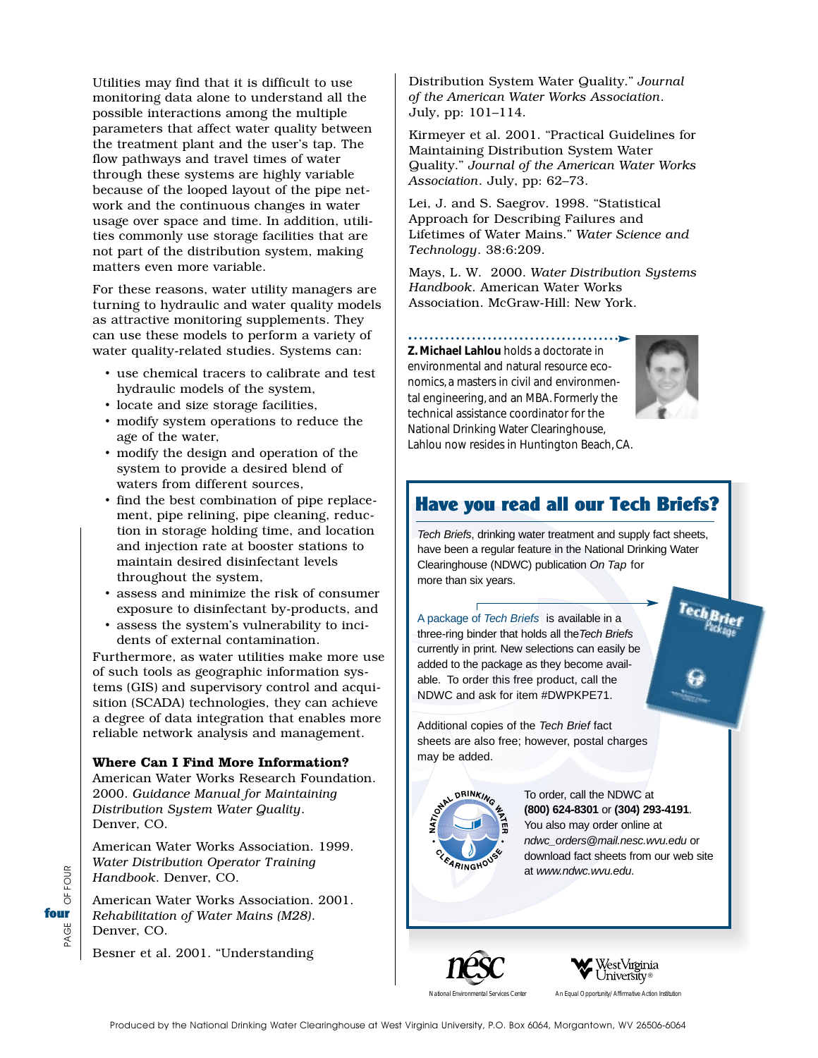Utilities may find that it is difficult to use monitoring data alone to understand all the possible interactions among the multiple parameters that affect water quality between the treatment plant and the user's tap. The flow pathways and travel times of water through these systems are highly variable because of the looped layout of the pipe network and the continuous changes in water usage over space and time. In addition, utilities commonly use storage facilities that are not part of the distribution system, making matters even more variable.

For these reasons, water utility managers are turning to hydraulic and water quality models as attractive monitoring supplements. They can use these models to perform a variety of water quality-related studies. Systems can:

- use chemical tracers to calibrate and test hydraulic models of the system,
- locate and size storage facilities,
- modify system operations to reduce the age of the water,
- modify the design and operation of the system to provide a desired blend of waters from different sources,
- find the best combination of pipe replacement, pipe relining, pipe cleaning, reduction in storage holding time, and location and injection rate at booster stations to maintain desired disinfectant levels throughout the system,
- assess and minimize the risk of consumer exposure to disinfectant by-products, and
- assess the system's vulnerability to incidents of external contamination.

Furthermore, as water utilities make more use of such tools as geographic information systems (GIS) and supervisory control and acquisition (SCADA) technologies, they can achieve a degree of data integration that enables more reliable network analysis and management.

**Where Can I Find More Information?**

American Water Works Research Foundation. 2000. *Guidance Manual for Maintaining Distribution System Water Quality*. Denver, CO.

American Water Works Association. 1999. *Water Distribution Operator Training Handbook*. Denver, CO.

American Water Works Association. 2001. *Rehabilitation of Water Mains (M28)*. Denver, CO.

Besner et al. 2001. "Understanding Distribution System Water Quality." *Journal of the American Water Works Association*. July, pp: 101–114.

Kirmeyer et al. 2001. "Practical Guidelines for Maintaining Distribution System Water Quality." *Journal of the American Water Works Association*. July, pp: 62–73.

Lei, J. and S. Saegrov. 1998. "Statistical Approach for Describing Failures and Lifetimes of Water Mains." *Water Science and Technology*. 38:6:209.

Mays, L. W. 2000. *Water Distribution Systems Handbook*. American Water Works Association. McGraw-Hill: New York.

**Z. Michael Lahlou** holds a doctorate in environmental and natural resource economics, a masters in civil and environmental engineering, and an MBA. Formerly the technical assistance coordinator for the National Drinking Water Clearinghouse, Lahlou now resides in Huntington Beach, CA.

## Have you read all our Tech Briefs?

*Tech Briefs*, drinking water treatment and supply fact sheets, have been a regular feature in the National Drinking Water Clearinghouse (NDWC) publication *On Tap* for more than six years.

A package of *Tech Briefs* is available in a three-ring binder that holds all the *Tech Briefs* currently in print. New selections can easily be added to the package as they become available. To order this free product, call the NDWC and ask for item #DWPKPE71.

Additional copies of the *Tech Brief* fact sheets are also free; however, postal charges may be added.

To order, call the NDWC at **(800) 624-8301** or **(304) 293-4191**. You also may order online at *ndwc_orders@mail.nesc.wvu.edu* or download fact sheets from our web site at *www.ndwc.wvu.edu*.

National Environmental Services Center

An Equal Opportunity/Affirmative Action Institution

Produced by the National Drinking Water Clearinghouse at West Virginia University, P.O. Box 6064, Morgantown, WV 26506-6064